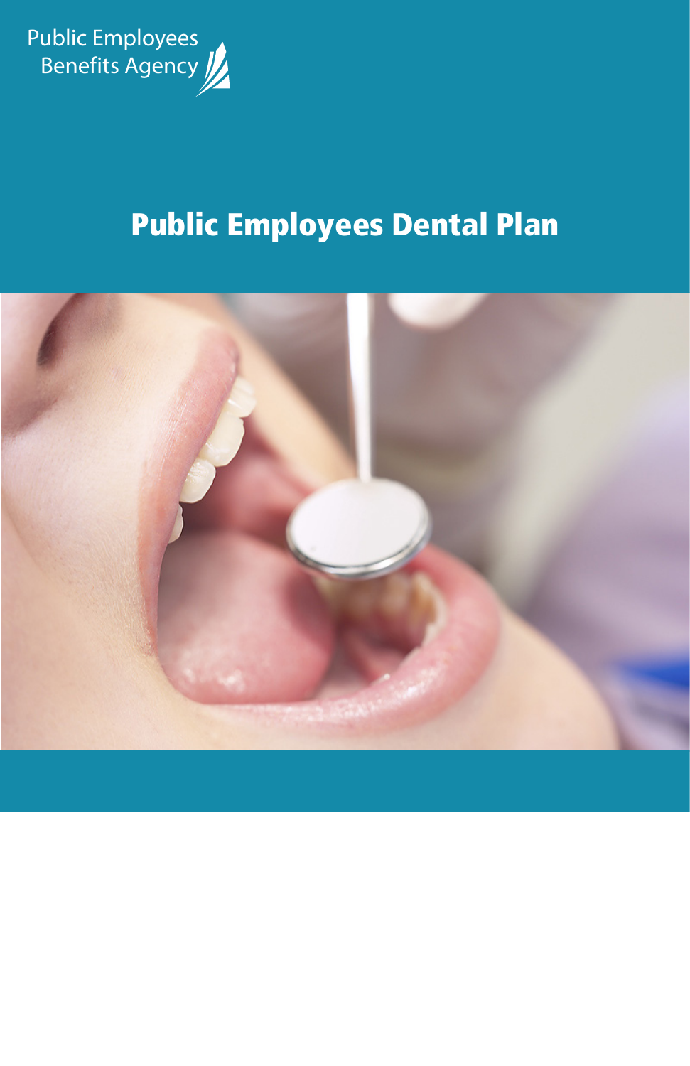Public Employees Benefits Agency

# Public Employees Dental Plan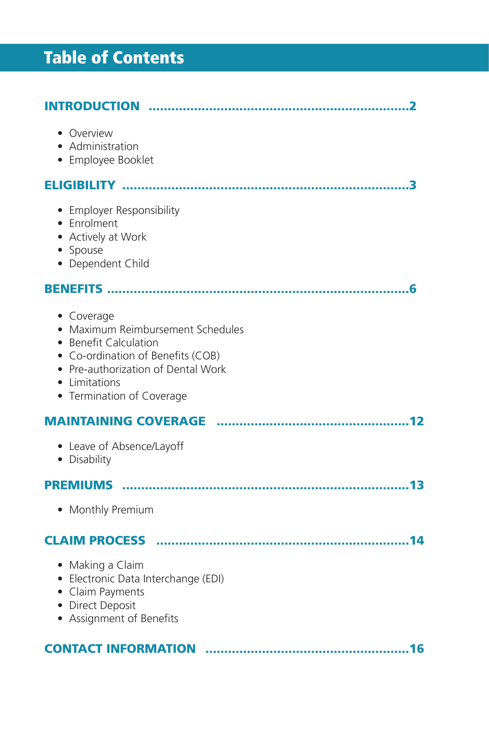# Table of Contents

**INTRODUCTION ....................................................................2**

- Overview
- Administration
- Employee Booklet

**ELIGIBILITY ..........................................................................3**

- Employer Responsibility
- Enrolment
- Actively at Work
- Spouse
- Dependent Child

**BENEFITS ..............................................................................6**

- Coverage
- Maximum Reimbursement Schedules
- Benefit Calculation
- Co-ordination of Benefits (COB)
- Pre-authorization of Dental Work
- Limitations
- Termination of Coverage

**MAINTAINING COVERAGE ..................................................12**

- Leave of Absence/Layoff
- Disability

**PREMIUMS ..........................................................................13**

- Monthly Premium

**CLAIM PROCESS .................................................................14**

- Making a Claim
- Electronic Data Interchange (EDI)
- Claim Payments
- Direct Deposit
- Assignment of Benefits

**CONTACT INFORMATION .....................................................16**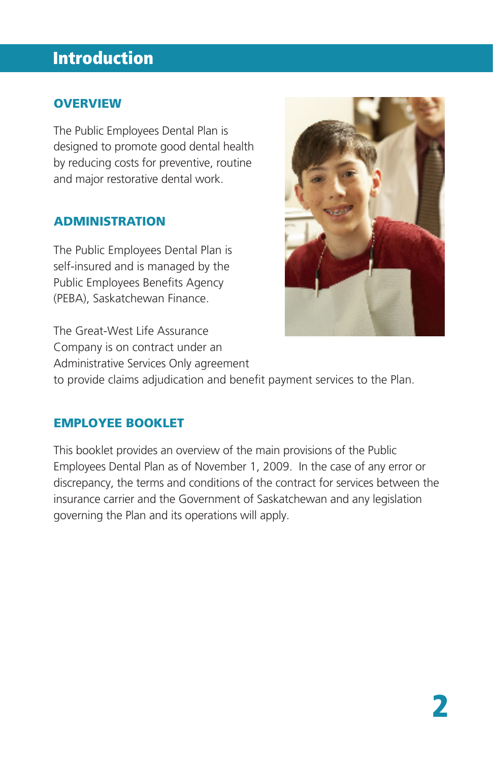# Introduction

## OVERVIEW

The Public Employees Dental Plan is designed to promote good dental health by reducing costs for preventive, routine and major restorative dental work.

## ADMINISTRATION

The Public Employees Dental Plan is self-insured and is managed by the Public Employees Benefits Agency (PEBA), Saskatchewan Finance.

The Great-West Life Assurance Company is on contract under an Administrative Services Only agreement to provide claims adjudication and benefit payment services to the Plan.

## EMPLOYEE BOOKLET

This booklet provides an overview of the main provisions of the Public Employees Dental Plan as of November 1, 2009. In the case of any error or discrepancy, the terms and conditions of the contract for services between the insurance carrier and the Government of Saskatchewan and any legislation governing the Plan and its operations will apply.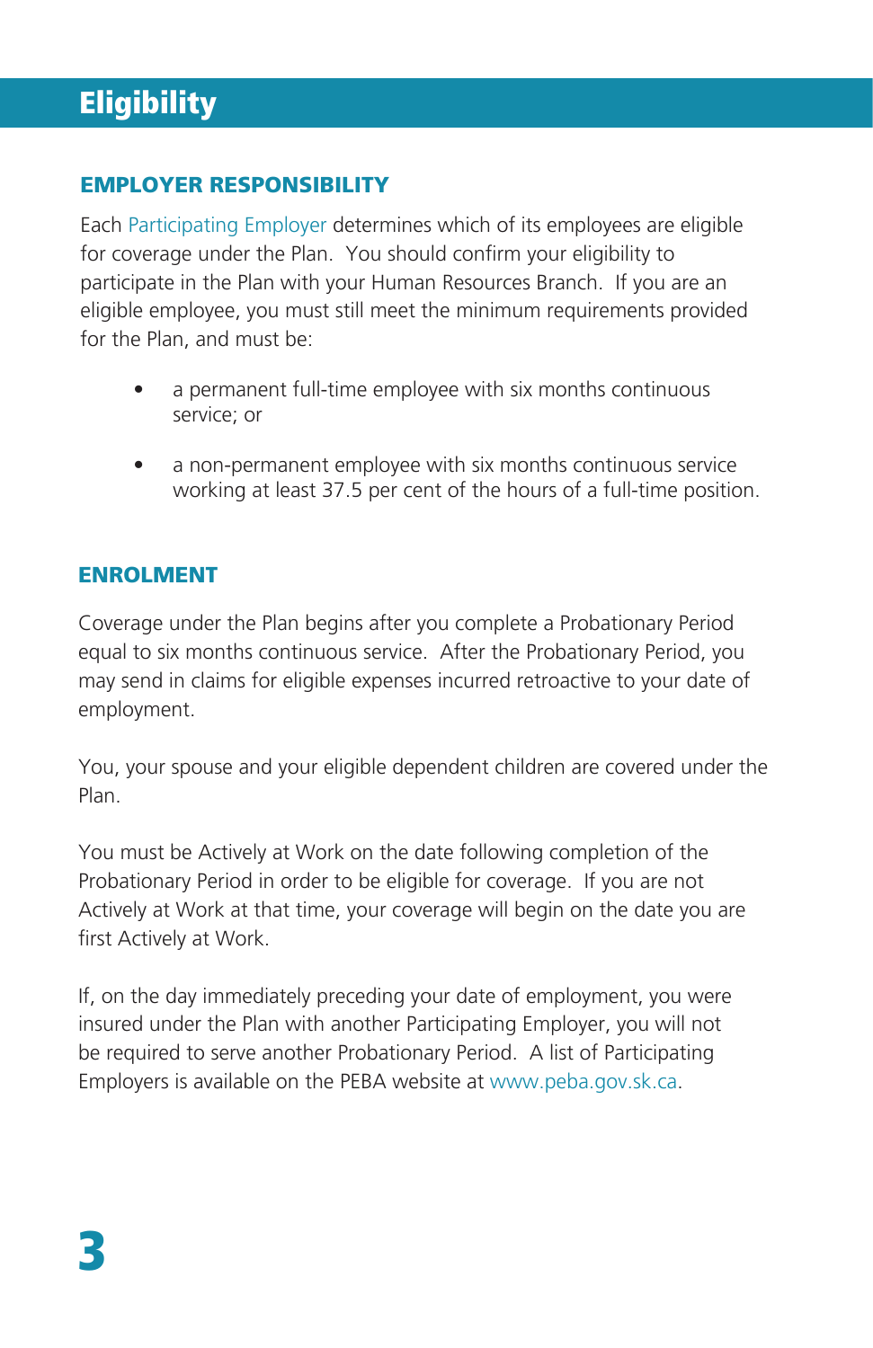# Eligibility

## EMPLOYER RESPONSIBILITY

Each Participating Employer determines which of its employees are eligible for coverage under the Plan. You should confirm your eligibility to participate in the Plan with your Human Resources Branch. If you are an eligible employee, you must still meet the minimum requirements provided for the Plan, and must be:

- a permanent full-time employee with six months continuous service; or
- a non-permanent employee with six months continuous service working at least 37.5 per cent of the hours of a full-time position.

## ENROLMENT

Coverage under the Plan begins after you complete a Probationary Period equal to six months continuous service. After the Probationary Period, you may send in claims for eligible expenses incurred retroactive to your date of employment.

You, your spouse and your eligible dependent children are covered under the Plan.

You must be Actively at Work on the date following completion of the Probationary Period in order to be eligible for coverage. If you are not Actively at Work at that time, your coverage will begin on the date you are first Actively at Work.

If, on the day immediately preceding your date of employment, you were insured under the Plan with another Participating Employer, you will not be required to serve another Probationary Period. A list of Participating Employers is available on the PEBA website at www.peba.gov.sk.ca.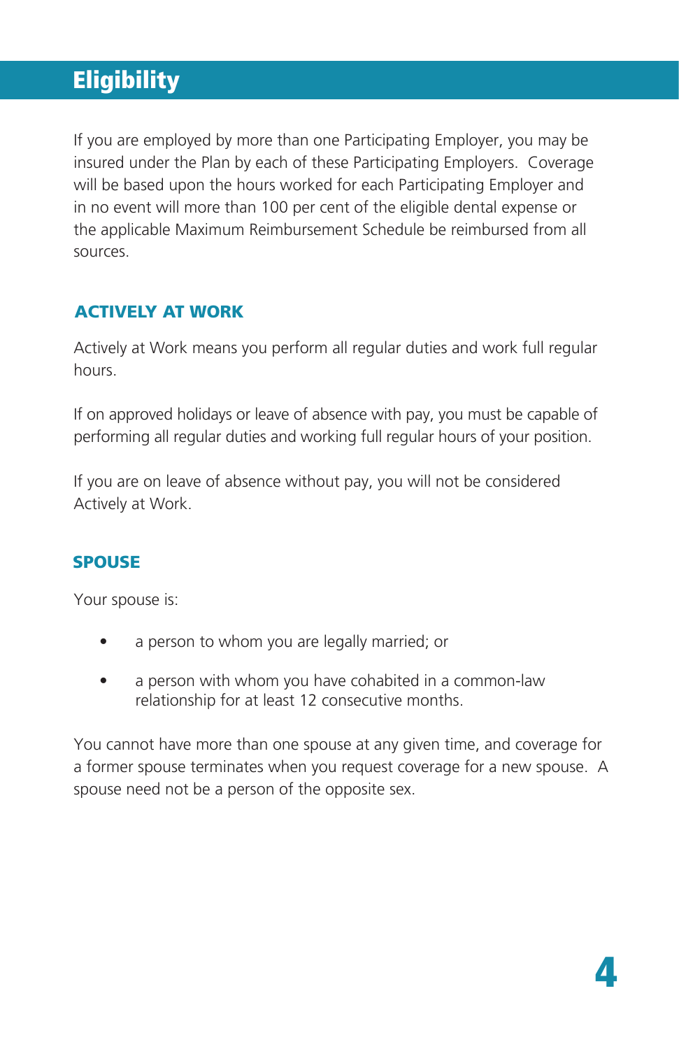# Eligibility

If you are employed by more than one Participating Employer, you may be insured under the Plan by each of these Participating Employers. Coverage will be based upon the hours worked for each Participating Employer and in no event will more than 100 per cent of the eligible dental expense or the applicable Maximum Reimbursement Schedule be reimbursed from all sources.

## ACTIVELY AT WORK

Actively at Work means you perform all regular duties and work full regular hours.

If on approved holidays or leave of absence with pay, you must be capable of performing all regular duties and working full regular hours of your position.

If you are on leave of absence without pay, you will not be considered Actively at Work.

## SPOUSE

Your spouse is:

- a person to whom you are legally married; or
- a person with whom you have cohabited in a common-law relationship for at least 12 consecutive months.

You cannot have more than one spouse at any given time, and coverage for a former spouse terminates when you request coverage for a new spouse. A spouse need not be a person of the opposite sex.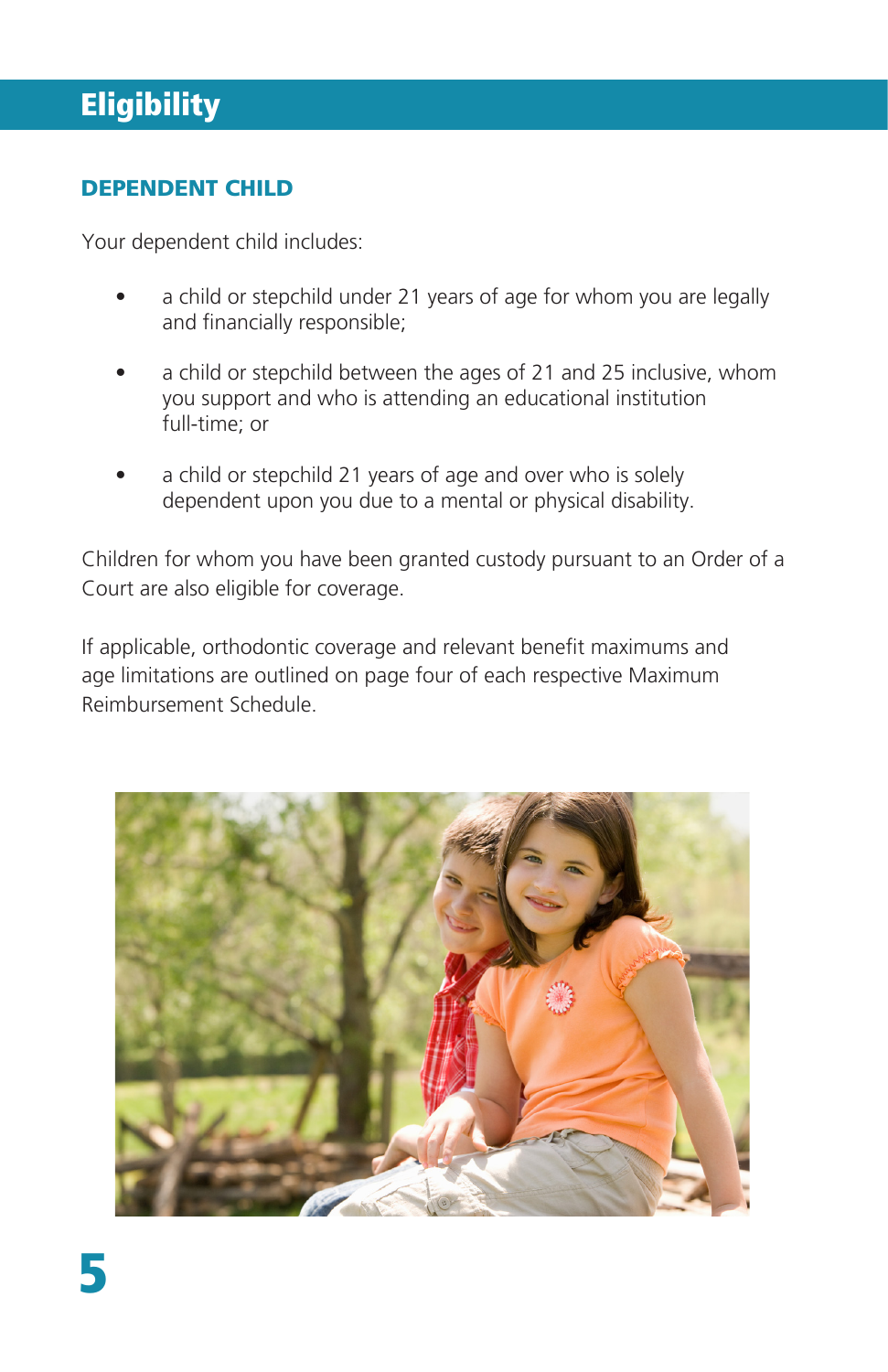# Eligibility

## DEPENDENT CHILD

Your dependent child includes:

- a child or stepchild under 21 years of age for whom you are legally and financially responsible;
- a child or stepchild between the ages of 21 and 25 inclusive, whom you support and who is attending an educational institution full-time; or
- a child or stepchild 21 years of age and over who is solely dependent upon you due to a mental or physical disability.

Children for whom you have been granted custody pursuant to an Order of a Court are also eligible for coverage.

If applicable, orthodontic coverage and relevant benefit maximums and age limitations are outlined on page four of each respective Maximum Reimbursement Schedule.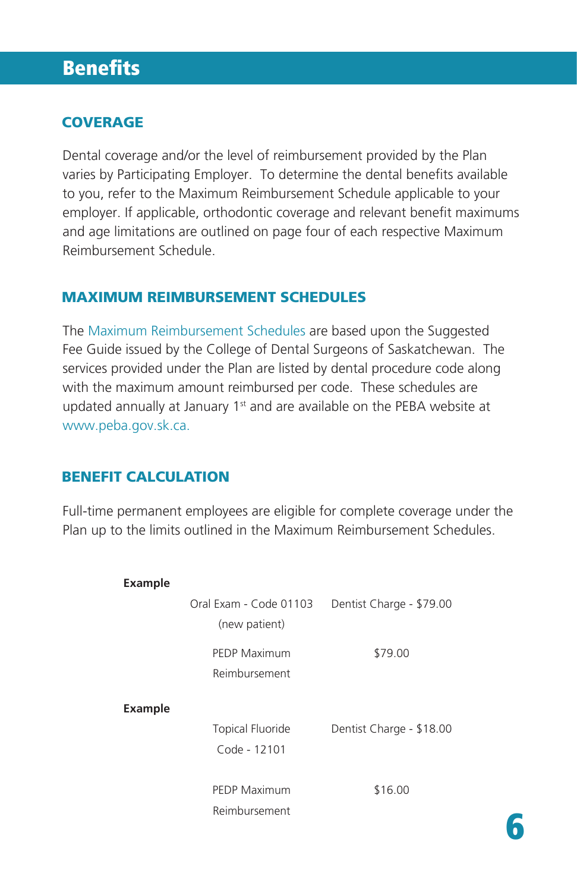# Benefits

## COVERAGE

Dental coverage and/or the level of reimbursement provided by the Plan varies by Participating Employer. To determine the dental benefits available to you, refer to the Maximum Reimbursement Schedule applicable to your employer. If applicable, orthodontic coverage and relevant benefit maximums and age limitations are outlined on page four of each respective Maximum Reimbursement Schedule.

## MAXIMUM REIMBURSEMENT SCHEDULES

The Maximum Reimbursement Schedules are based upon the Suggested Fee Guide issued by the College of Dental Surgeons of Saskatchewan. The services provided under the Plan are listed by dental procedure code along with the maximum amount reimbursed per code. These schedules are updated annually at January 1st and are available on the PEBA website at www.peba.gov.sk.ca.

## BENEFIT CALCULATION

Full-time permanent employees are eligible for complete coverage under the Plan up to the limits outlined in the Maximum Reimbursement Schedules.

**Example**

| | |
|---|---|
| Oral Exam - Code 01103 (new patient) | Dentist Charge - $79.00 |
| PEDP Maximum Reimbursement | $79.00 |

**Example**

| | |
|---|---|
| Topical Fluoride Code - 12101 | Dentist Charge - $18.00 |
| PEDP Maximum Reimbursement | $16.00 |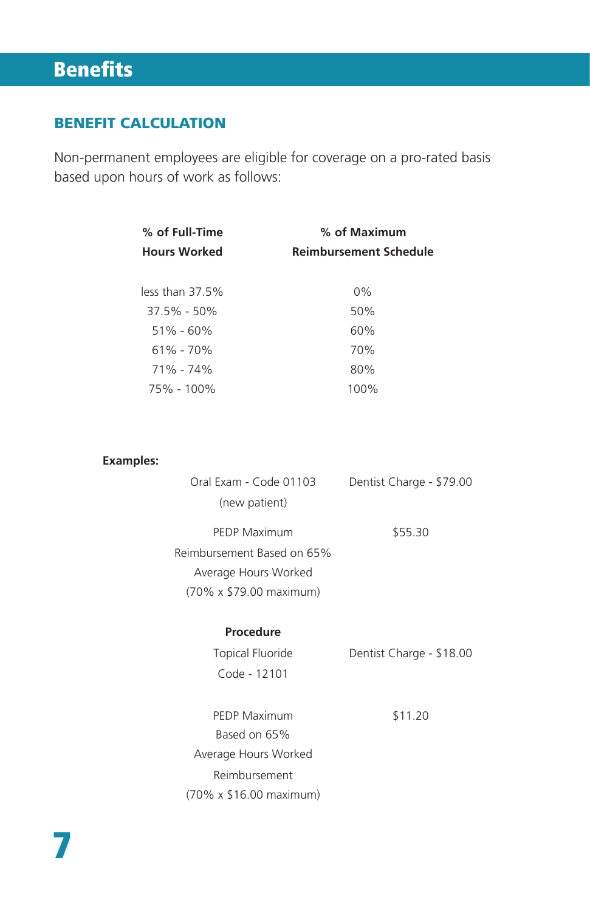# Benefits

## BENEFIT CALCULATION

Non-permanent employees are eligible for coverage on a pro-rated basis based upon hours of work as follows:

| % of Full-Time Hours Worked | % of Maximum Reimbursement Schedule |
|---|---|
| less than 37.5% | 0% |
| 37.5% - 50% | 50% |
| 51% - 60% | 60% |
| 61% - 70% | 70% |
| 71% - 74% | 80% |
| 75% - 100% | 100% |

**Examples:**

| | |
|---|---|
| Oral Exam - Code 01103 (new patient) | Dentist Charge - $79.00 |
| PEDP Maximum Reimbursement Based on 65% Average Hours Worked (70% x $79.00 maximum) | $55.30 |
| **Procedure** | |
| Topical Fluoride Code - 12101 | Dentist Charge - $18.00 |
| PEDP Maximum Based on 65% Average Hours Worked Reimbursement (70% x $16.00 maximum) | $11.20 |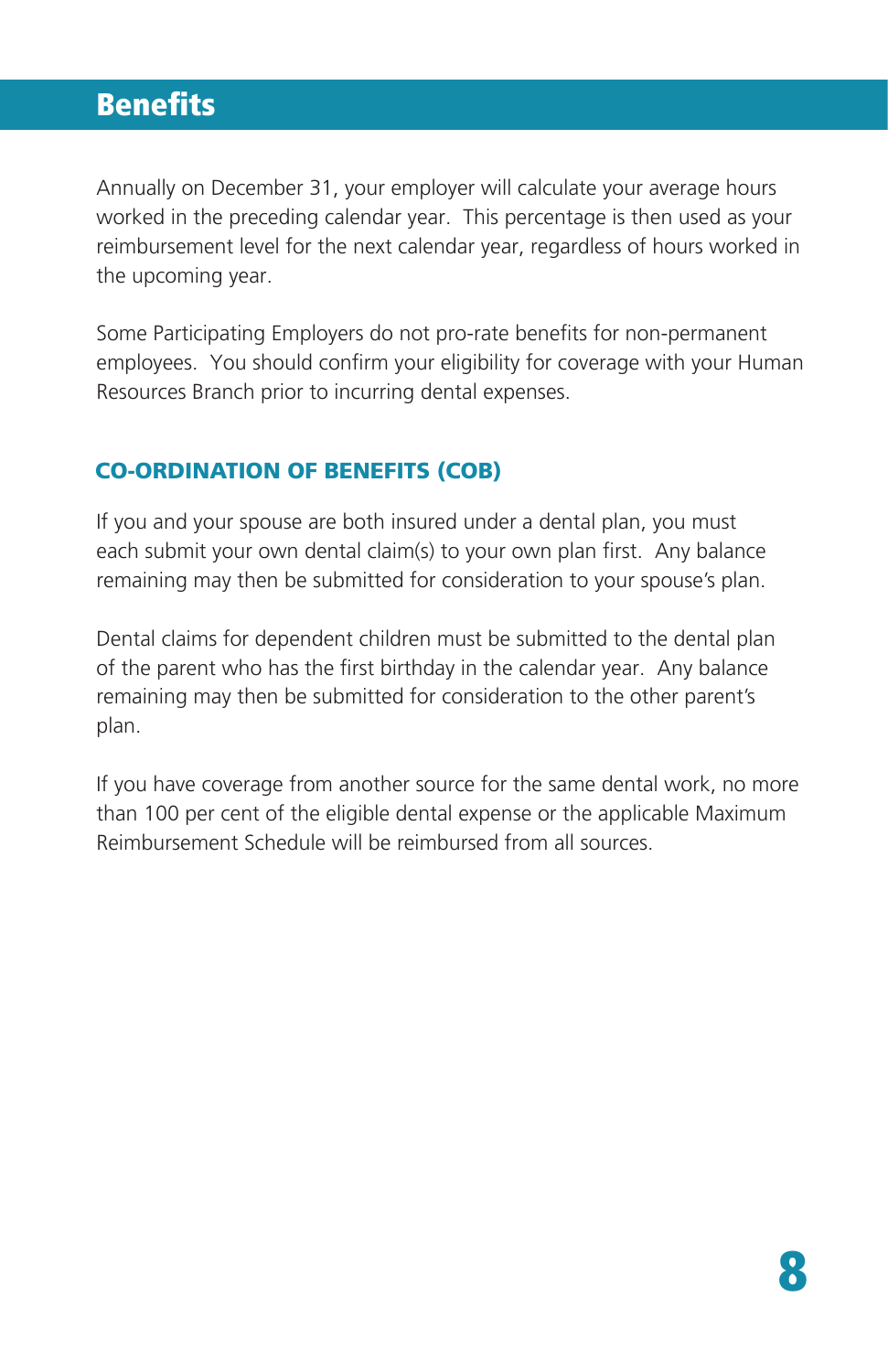# Benefits

Annually on December 31, your employer will calculate your average hours worked in the preceding calendar year. This percentage is then used as your reimbursement level for the next calendar year, regardless of hours worked in the upcoming year.

Some Participating Employers do not pro-rate benefits for non-permanent employees. You should confirm your eligibility for coverage with your Human Resources Branch prior to incurring dental expenses.

## CO-ORDINATION OF BENEFITS (COB)

If you and your spouse are both insured under a dental plan, you must each submit your own dental claim(s) to your own plan first. Any balance remaining may then be submitted for consideration to your spouse's plan.

Dental claims for dependent children must be submitted to the dental plan of the parent who has the first birthday in the calendar year. Any balance remaining may then be submitted for consideration to the other parent's plan.

If you have coverage from another source for the same dental work, no more than 100 per cent of the eligible dental expense or the applicable Maximum Reimbursement Schedule will be reimbursed from all sources.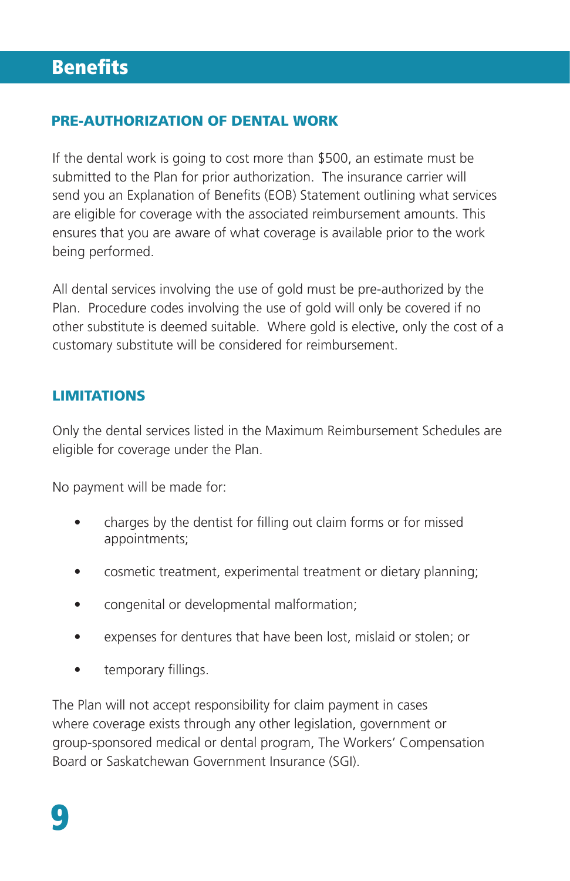# Benefits

## PRE-AUTHORIZATION OF DENTAL WORK

If the dental work is going to cost more than $500, an estimate must be submitted to the Plan for prior authorization. The insurance carrier will send you an Explanation of Benefits (EOB) Statement outlining what services are eligible for coverage with the associated reimbursement amounts. This ensures that you are aware of what coverage is available prior to the work being performed.

All dental services involving the use of gold must be pre-authorized by the Plan. Procedure codes involving the use of gold will only be covered if no other substitute is deemed suitable. Where gold is elective, only the cost of a customary substitute will be considered for reimbursement.

## LIMITATIONS

Only the dental services listed in the Maximum Reimbursement Schedules are eligible for coverage under the Plan.

No payment will be made for:

- charges by the dentist for filling out claim forms or for missed appointments;
- cosmetic treatment, experimental treatment or dietary planning;
- congenital or developmental malformation;
- expenses for dentures that have been lost, mislaid or stolen; or
- temporary fillings.

The Plan will not accept responsibility for claim payment in cases where coverage exists through any other legislation, government or group-sponsored medical or dental program, The Workers' Compensation Board or Saskatchewan Government Insurance (SGI).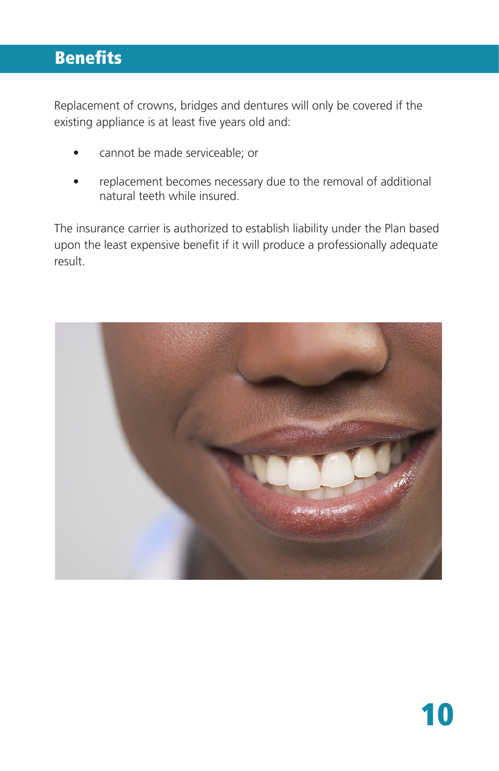## Benefits

Replacement of crowns, bridges and dentures will only be covered if the existing appliance is at least five years old and:

- cannot be made serviceable; or
- replacement becomes necessary due to the removal of additional natural teeth while insured.

The insurance carrier is authorized to establish liability under the Plan based upon the least expensive benefit if it will produce a professionally adequate result.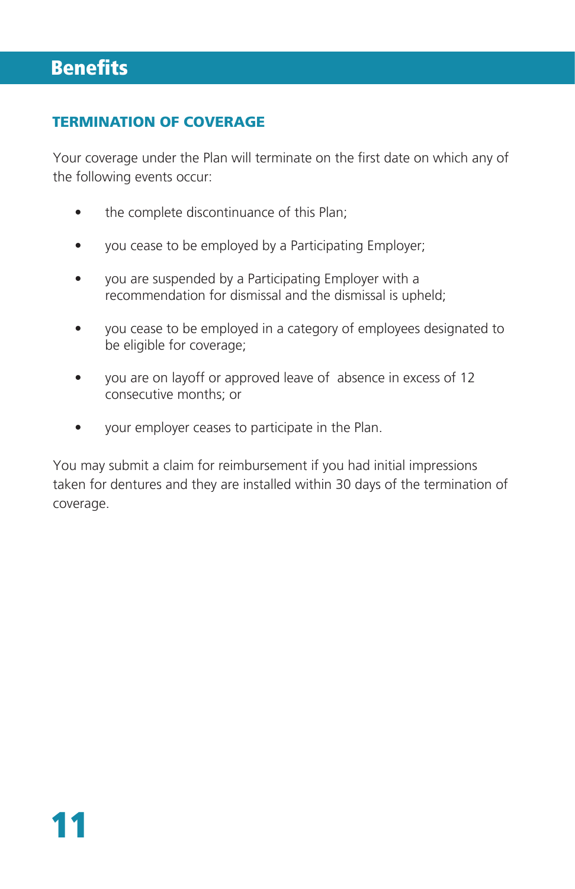# Benefits

## TERMINATION OF COVERAGE

Your coverage under the Plan will terminate on the first date on which any of the following events occur:

- the complete discontinuance of this Plan;
- you cease to be employed by a Participating Employer;
- you are suspended by a Participating Employer with a recommendation for dismissal and the dismissal is upheld;
- you cease to be employed in a category of employees designated to be eligible for coverage;
- you are on layoff or approved leave of absence in excess of 12 consecutive months; or
- your employer ceases to participate in the Plan.

You may submit a claim for reimbursement if you had initial impressions taken for dentures and they are installed within 30 days of the termination of coverage.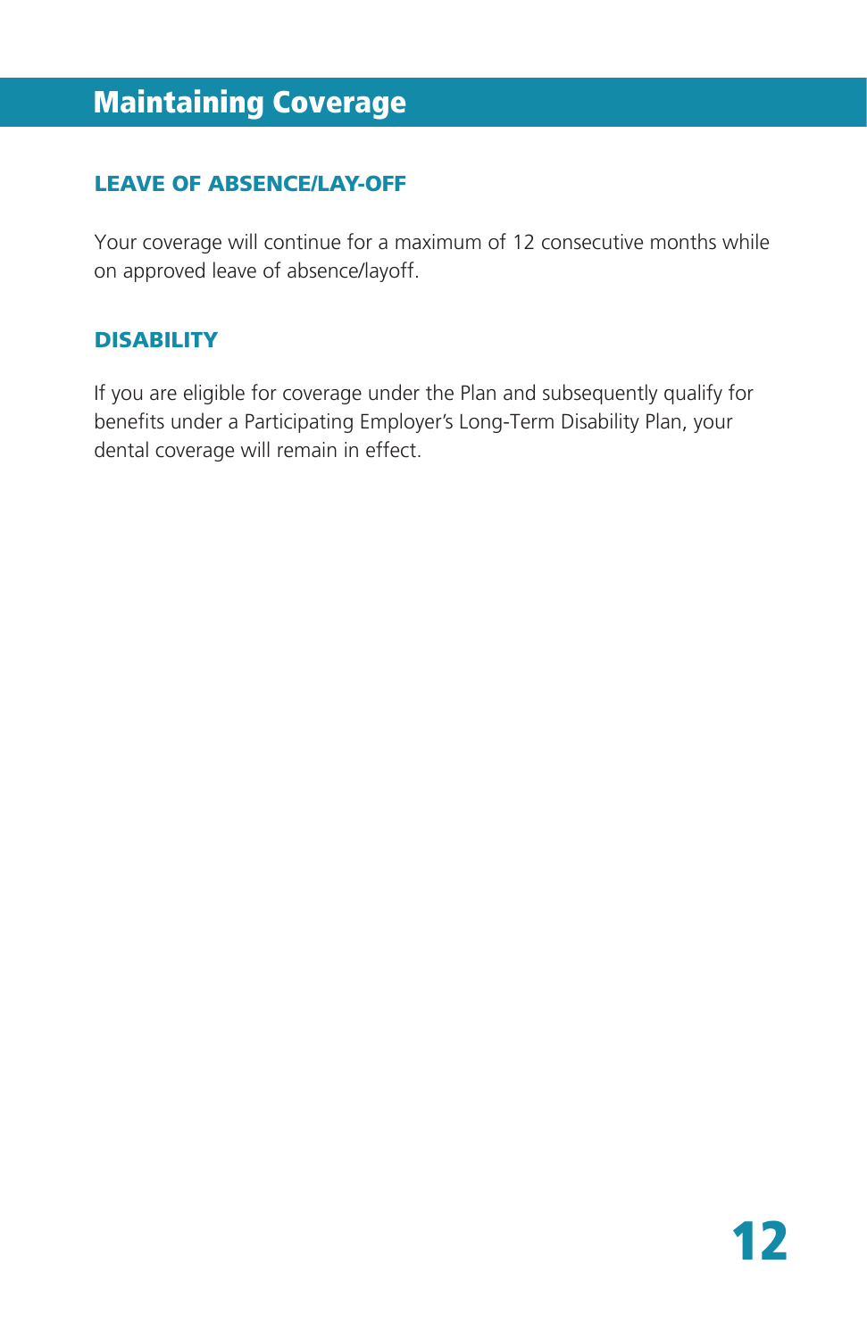# Maintaining Coverage

## LEAVE OF ABSENCE/LAY-OFF

Your coverage will continue for a maximum of 12 consecutive months while on approved leave of absence/layoff.

## DISABILITY

If you are eligible for coverage under the Plan and subsequently qualify for benefits under a Participating Employer's Long-Term Disability Plan, your dental coverage will remain in effect.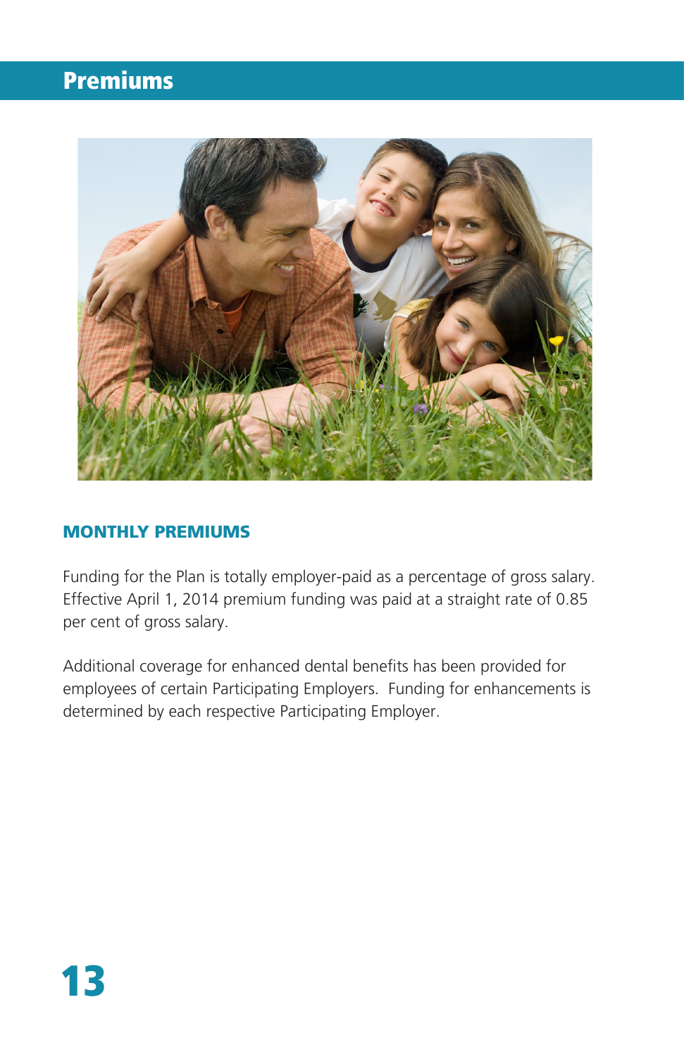# Premiums

## MONTHLY PREMIUMS

Funding for the Plan is totally employer-paid as a percentage of gross salary. Effective April 1, 2014 premium funding was paid at a straight rate of 0.85 per cent of gross salary.

Additional coverage for enhanced dental benefits has been provided for employees of certain Participating Employers. Funding for enhancements is determined by each respective Participating Employer.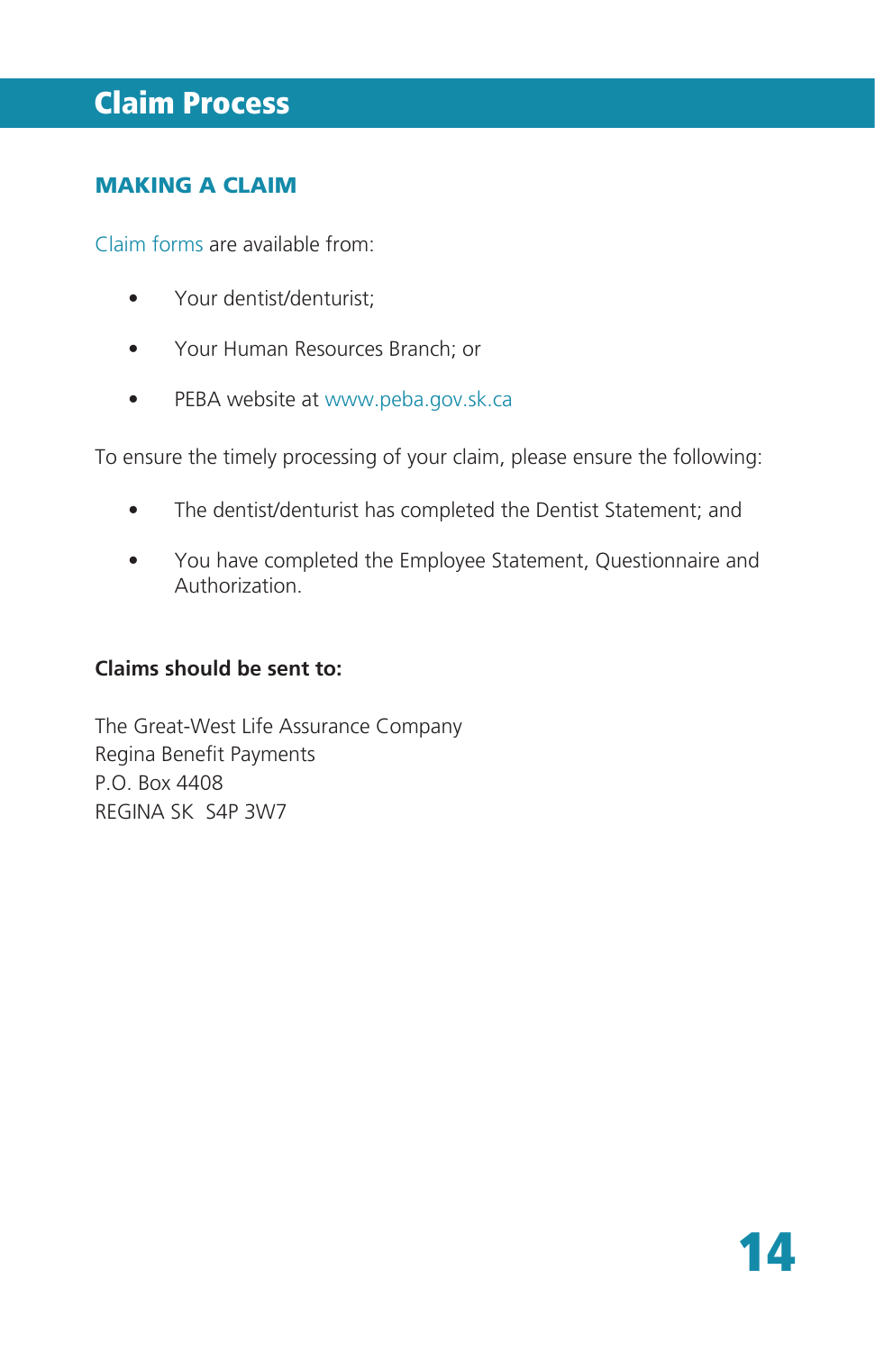# Claim Process

## MAKING A CLAIM

Claim forms are available from:

- Your dentist/denturist;
- Your Human Resources Branch; or
- PEBA website at www.peba.gov.sk.ca

To ensure the timely processing of your claim, please ensure the following:

- The dentist/denturist has completed the Dentist Statement; and
- You have completed the Employee Statement, Questionnaire and Authorization.

**Claims should be sent to:**

The Great-West Life Assurance Company
Regina Benefit Payments
P.O. Box 4408
REGINA SK  S4P 3W7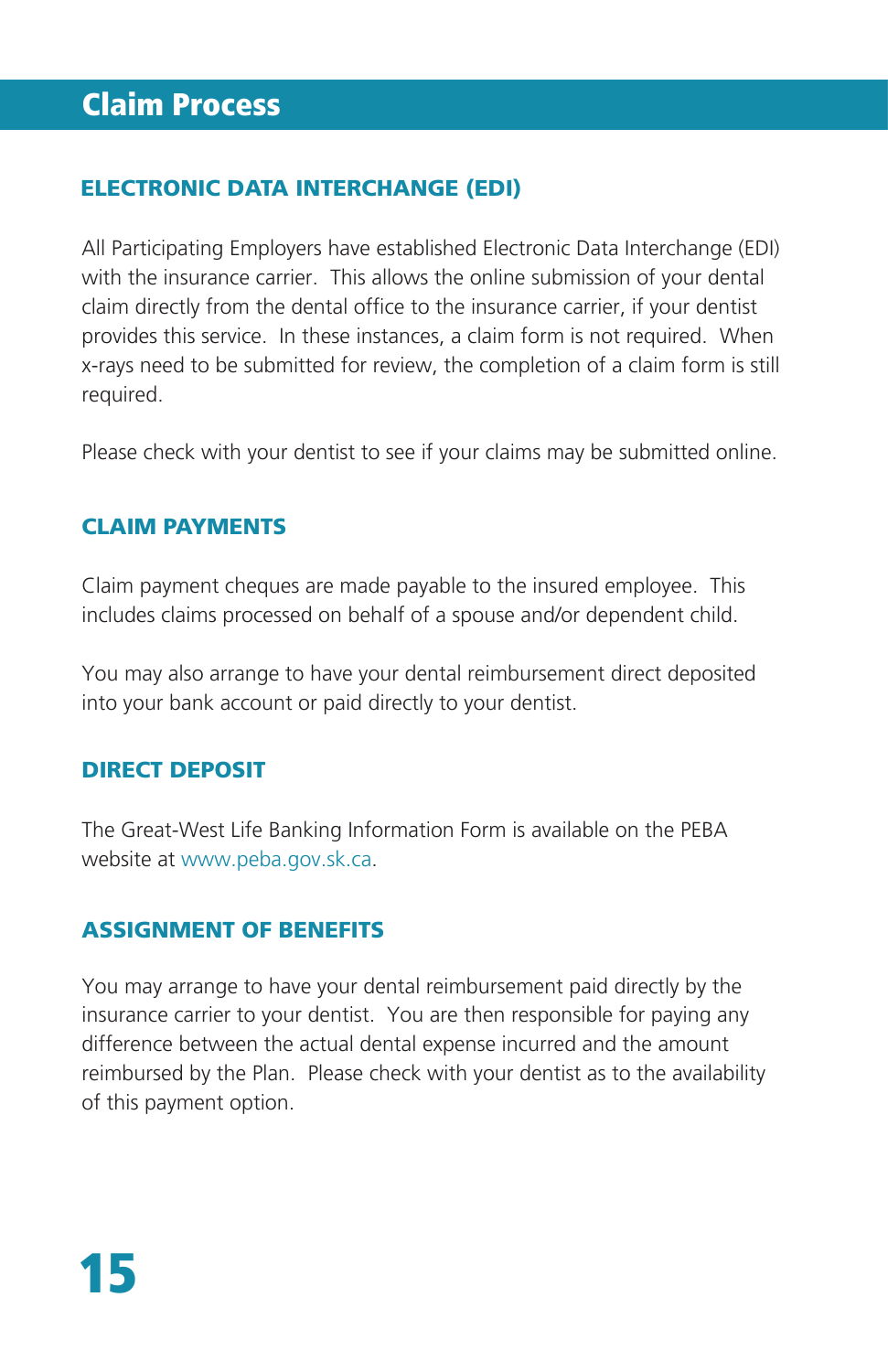# Claim Process

## ELECTRONIC DATA INTERCHANGE (EDI)

All Participating Employers have established Electronic Data Interchange (EDI) with the insurance carrier. This allows the online submission of your dental claim directly from the dental office to the insurance carrier, if your dentist provides this service. In these instances, a claim form is not required. When x-rays need to be submitted for review, the completion of a claim form is still required.

Please check with your dentist to see if your claims may be submitted online.

## CLAIM PAYMENTS

Claim payment cheques are made payable to the insured employee. This includes claims processed on behalf of a spouse and/or dependent child.

You may also arrange to have your dental reimbursement direct deposited into your bank account or paid directly to your dentist.

## DIRECT DEPOSIT

The Great-West Life Banking Information Form is available on the PEBA website at www.peba.gov.sk.ca.

## ASSIGNMENT OF BENEFITS

You may arrange to have your dental reimbursement paid directly by the insurance carrier to your dentist. You are then responsible for paying any difference between the actual dental expense incurred and the amount reimbursed by the Plan. Please check with your dentist as to the availability of this payment option.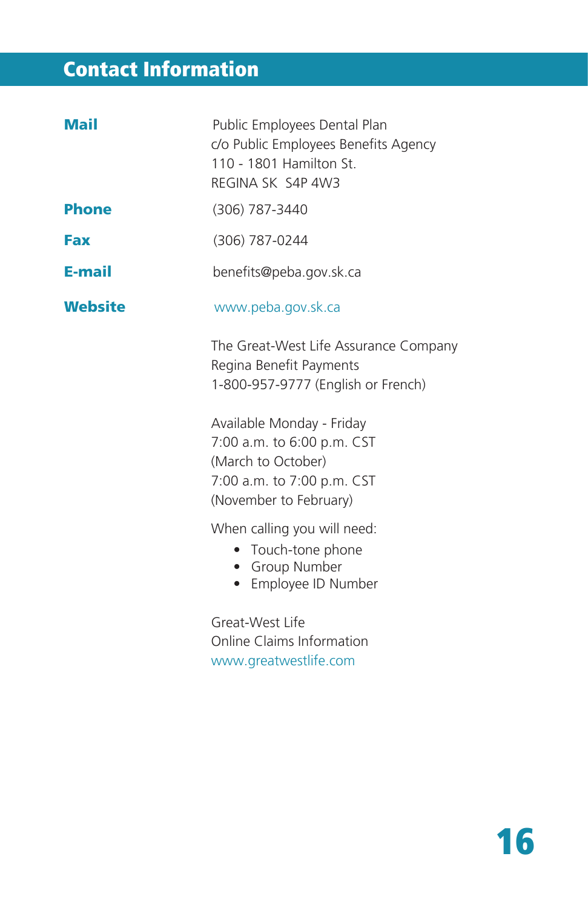## Contact Information

**Mail**

Public Employees Dental Plan
c/o Public Employees Benefits Agency
110 - 1801 Hamilton St.
REGINA SK S4P 4W3

**Phone**

(306) 787-3440

**Fax**

(306) 787-0244

**E-mail**

benefits@peba.gov.sk.ca

**Website**

www.peba.gov.sk.ca

The Great-West Life Assurance Company
Regina Benefit Payments
1-800-957-9777 (English or French)

Available Monday - Friday
7:00 a.m. to 6:00 p.m. CST
(March to October)
7:00 a.m. to 7:00 p.m. CST
(November to February)

When calling you will need:

- Touch-tone phone
- Group Number
- Employee ID Number

Great-West Life
Online Claims Information
www.greatwestlife.com